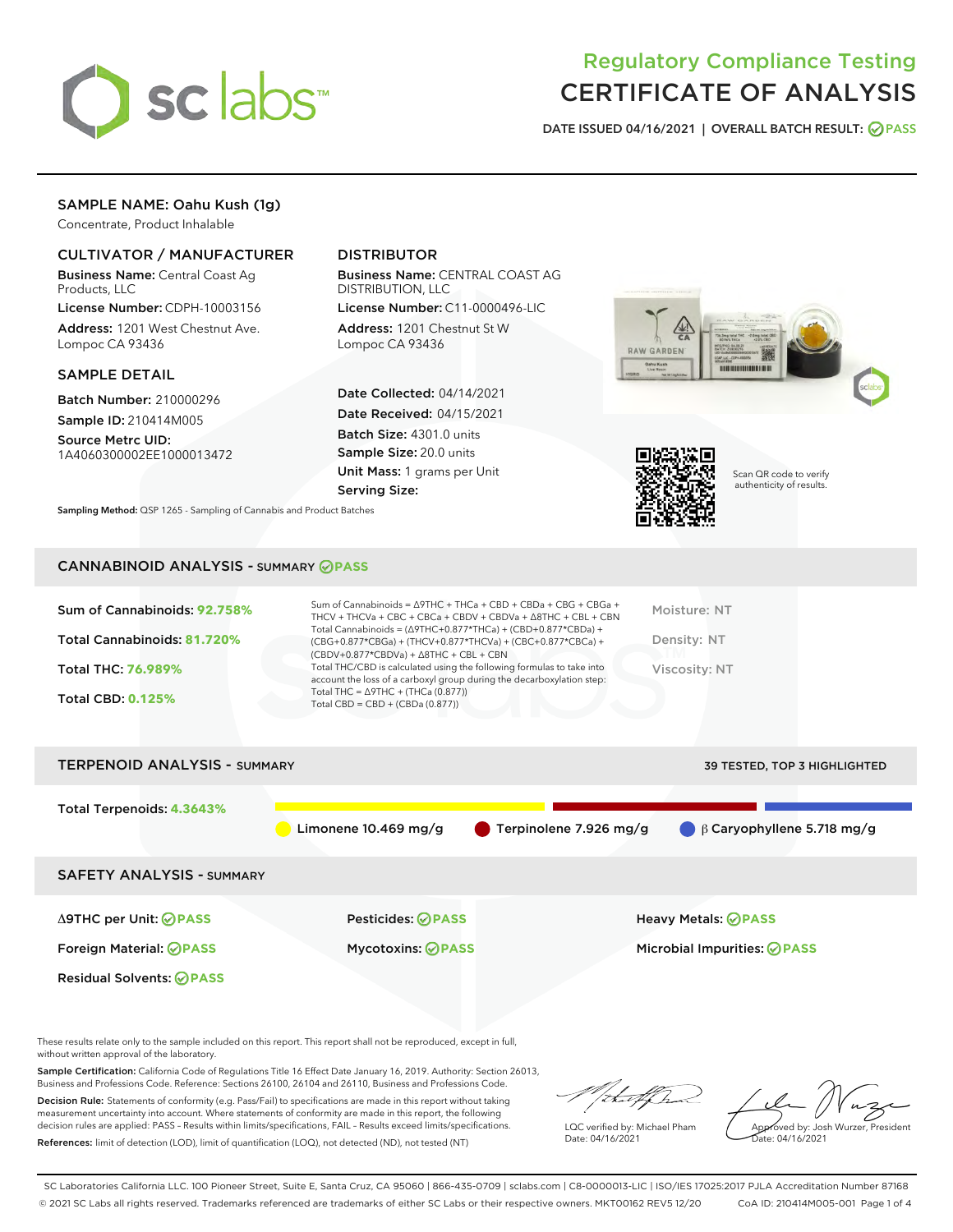# Regulatory Compliance Testing
# CERTIFICATE OF ANALYSIS

DATE ISSUED 04/16/2021 | OVERALL BATCH RESULT: PASS

## SAMPLE NAME: Oahu Kush (1g)

Concentrate, Product Inhalable

### CULTIVATOR / MANUFACTURER

**Business Name:** Central Coast Ag Products, LLC

**License Number:** CDPH-10003156

**Address:** 1201 West Chestnut Ave. Lompoc CA 93436

### DISTRIBUTOR

**Business Name:** CENTRAL COAST AG DISTRIBUTION, LLC

**License Number:** C11-0000496-LIC

**Address:** 1201 Chestnut St W Lompoc CA 93436

### SAMPLE DETAIL

**Batch Number:** 210000296

**Sample ID:** 210414M005

**Source Metrc UID:** 1A4060300002EE1000013472

**Date Collected:** 04/14/2021

**Date Received:** 04/15/2021

**Batch Size:** 4301.0 units

**Sample Size:** 20.0 units

**Unit Mass:** 1 grams per Unit

**Serving Size:**

**Sampling Method:** QSP 1265 - Sampling of Cannabis and Product Batches

Scan QR code to verify authenticity of results.

## CANNABINOID ANALYSIS - SUMMARY PASS

**Sum of Cannabinoids:** 92.758%

**Total Cannabinoids:** 81.720%

**Total THC:** 76.989%

**Total CBD:** 0.125%

Sum of Cannabinoids = Δ9THC + THCa + CBD + CBDa + CBG + CBGa + THCV + THCVa + CBC + CBCa + CBDV + CBDVa + Δ8THC + CBL + CBN

Total Cannabinoids = (Δ9THC+0.877*THCa) + (CBD+0.877*CBDa) + (CBG+0.877*CBGa) + (THCV+0.877*THCVa) + (CBC+0.877*CBCa) + (CBDV+0.877*CBDVa) + Δ8THC + CBL + CBN

Total THC/CBD is calculated using the following formulas to take into account the loss of a carboxyl group during the decarboxylation step:

Total THC = Δ9THC + (THCa (0.877))

Total CBD = CBD + (CBDa (0.877))

Moisture: NT

Density: NT

Viscosity: NT

## TERPENOID ANALYSIS - SUMMARY

39 TESTED, TOP 3 HIGHLIGHTED

**Total Terpenoids:** 4.3643%

Limonene 10.469 mg/g | Terpinolene 7.926 mg/g | β Caryophyllene 5.718 mg/g

## SAFETY ANALYSIS - SUMMARY

| | | |
|---|---|---|
| Δ9THC per Unit: PASS | Pesticides: PASS | Heavy Metals: PASS |
| Foreign Material: PASS | Mycotoxins: PASS | Microbial Impurities: PASS |
| Residual Solvents: PASS | | |

These results relate only to the sample included on this report. This report shall not be reproduced, except in full, without written approval of the laboratory.

**Sample Certification:** California Code of Regulations Title 16 Effect Date January 16, 2019. Authority: Section 26013, Business and Professions Code. Reference: Sections 26100, 26104 and 26110, Business and Professions Code.

**Decision Rule:** Statements of conformity (e.g. Pass/Fail) to specifications are made in this report without taking measurement uncertainty into account. Where statements of conformity are made in this report, the following decision rules are applied: PASS - Results within limits/specifications, FAIL - Results exceed limits/specifications.

**References:** limit of detection (LOD), limit of quantification (LOQ), not detected (ND), not tested (NT)

LQC verified by: Michael Pham
Date: 04/16/2021

Approved by: Josh Wurzer, President
Date: 04/16/2021

SC Laboratories California LLC. 100 Pioneer Street, Suite E, Santa Cruz, CA 95060 | 866-435-0709 | sclabs.com | C8-0000013-LIC | ISO/IES 17025:2017 PJLA Accreditation Number 87168
© 2021 SC Labs all rights reserved. Trademarks referenced are trademarks of either SC Labs or their respective owners. MKT00162 REV5 12/20 CoA ID: 210414M005-001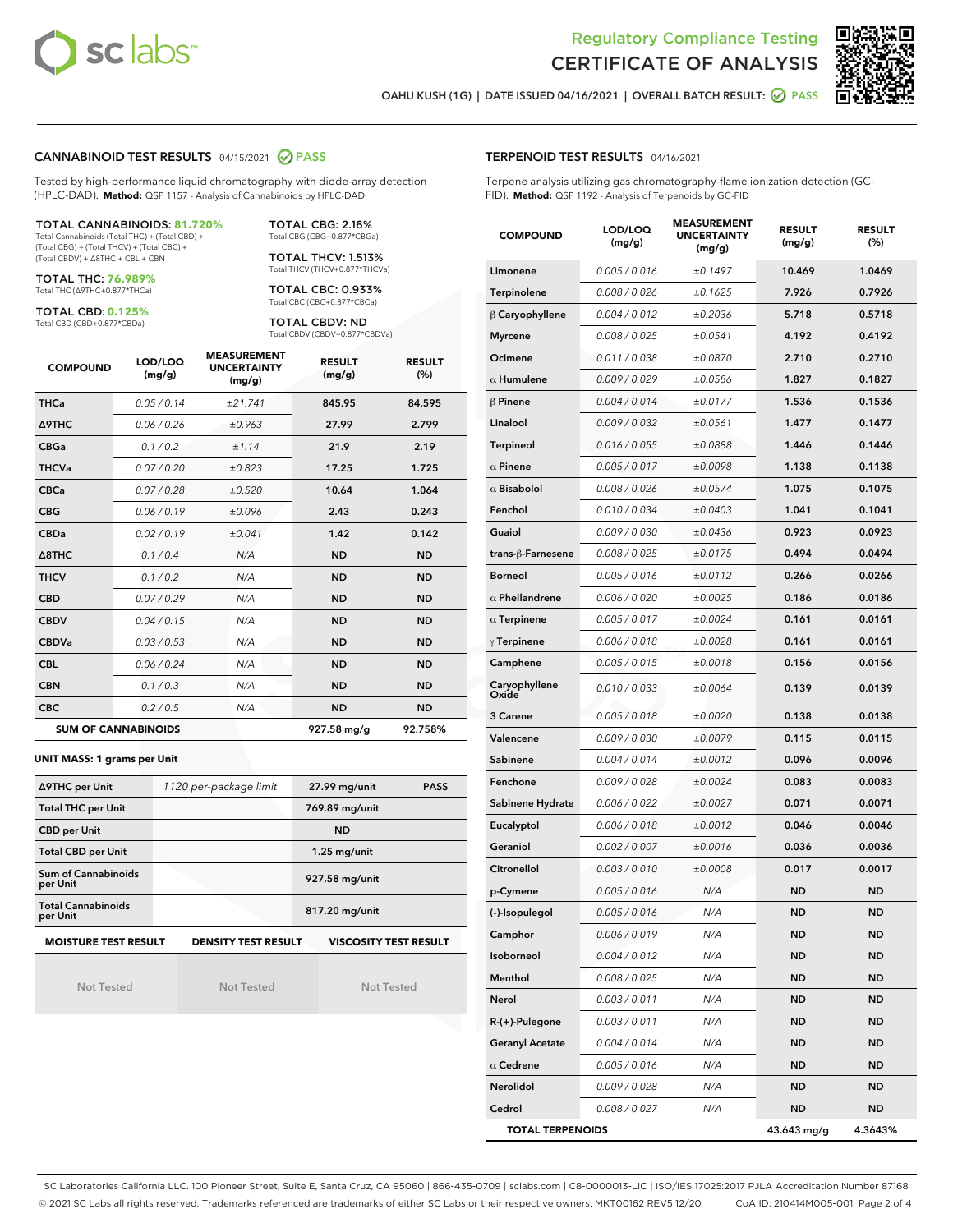# Regulatory Compliance Testing
# CERTIFICATE OF ANALYSIS

OAHU KUSH (1G) | DATE ISSUED 04/16/2021 | OVERALL BATCH RESULT: PASS

## CANNABINOID TEST RESULTS - 04/15/2021 PASS

Tested by high-performance liquid chromatography with diode-array detection (HPLC-DAD). **Method:** QSP 1157 - Analysis of Cannabinoids by HPLC-DAD

**TOTAL CANNABINOIDS: 81.720%**
Total Cannabinoids (Total THC) + (Total CBD) + (Total CBG) + (Total THCV) + (Total CBC) + (Total CBDV) + Δ8THC + CBL + CBN

**TOTAL THC: 76.989%**
Total THC (Δ9THC+0.877*THCa)

**TOTAL CBD: 0.125%**
Total CBD (CBD+0.877*CBDa)

**TOTAL CBG: 2.16%**
Total CBG (CBG+0.877*CBGa)

**TOTAL THCV: 1.513%**
Total THCV (THCV+0.877*THCVa)

**TOTAL CBC: 0.933%**
Total CBC (CBC+0.877*CBCa)

**TOTAL CBDV: ND**
Total CBDV (CBDV+0.877*CBDVa)

| COMPOUND | LOD/LOQ (mg/g) | MEASUREMENT UNCERTAINTY (mg/g) | RESULT (mg/g) | RESULT (%) |
|---|---|---|---|---|
| THCa | 0.05 / 0.14 | ±21.741 | 845.95 | 84.595 |
| Δ9THC | 0.06 / 0.26 | ±0.963 | 27.99 | 2.799 |
| CBGa | 0.1 / 0.2 | ±1.14 | 21.9 | 2.19 |
| THCVa | 0.07 / 0.20 | ±0.823 | 17.25 | 1.725 |
| CBCa | 0.07 / 0.28 | ±0.520 | 10.64 | 1.064 |
| CBG | 0.06 / 0.19 | ±0.096 | 2.43 | 0.243 |
| CBDa | 0.02 / 0.19 | ±0.041 | 1.42 | 0.142 |
| Δ8THC | 0.1 / 0.4 | N/A | ND | ND |
| THCV | 0.1 / 0.2 | N/A | ND | ND |
| CBD | 0.07 / 0.29 | N/A | ND | ND |
| CBDV | 0.04 / 0.15 | N/A | ND | ND |
| CBDVa | 0.03 / 0.53 | N/A | ND | ND |
| CBL | 0.06 / 0.24 | N/A | ND | ND |
| CBN | 0.1 / 0.3 | N/A | ND | ND |
| CBC | 0.2 / 0.5 | N/A | ND | ND |
| **SUM OF CANNABINOIDS** | | | 927.58 mg/g | 92.758% |

**UNIT MASS: 1 grams per Unit**

| | | | |
|---|---|---|---|
| Δ9THC per Unit | 1120 per-package limit | 27.99 mg/unit | PASS |
| Total THC per Unit | | 769.89 mg/unit | |
| CBD per Unit | | ND | |
| Total CBD per Unit | | 1.25 mg/unit | |
| Sum of Cannabinoids per Unit | | 927.58 mg/unit | |
| Total Cannabinoids per Unit | | 817.20 mg/unit | |

| MOISTURE TEST RESULT | DENSITY TEST RESULT | VISCOSITY TEST RESULT |
|---|---|---|
| Not Tested | Not Tested | Not Tested |

## TERPENOID TEST RESULTS - 04/16/2021

Terpene analysis utilizing gas chromatography-flame ionization detection (GC-FID). **Method:** QSP 1192 - Analysis of Terpenoids by GC-FID

| COMPOUND | LOD/LOQ (mg/g) | MEASUREMENT UNCERTAINTY (mg/g) | RESULT (mg/g) | RESULT (%) |
|---|---|---|---|---|
| Limonene | 0.005 / 0.016 | ±0.1497 | 10.469 | 1.0469 |
| Terpinolene | 0.008 / 0.026 | ±0.1625 | 7.926 | 0.7926 |
| β Caryophyllene | 0.004 / 0.012 | ±0.2036 | 5.718 | 0.5718 |
| Myrcene | 0.008 / 0.025 | ±0.0541 | 4.192 | 0.4192 |
| Ocimene | 0.011 / 0.038 | ±0.0870 | 2.710 | 0.2710 |
| α Humulene | 0.009 / 0.029 | ±0.0586 | 1.827 | 0.1827 |
| β Pinene | 0.004 / 0.014 | ±0.0177 | 1.536 | 0.1536 |
| Linalool | 0.009 / 0.032 | ±0.0561 | 1.477 | 0.1477 |
| Terpineol | 0.016 / 0.055 | ±0.0888 | 1.446 | 0.1446 |
| α Pinene | 0.005 / 0.017 | ±0.0098 | 1.138 | 0.1138 |
| α Bisabolol | 0.008 / 0.026 | ±0.0574 | 1.075 | 0.1075 |
| Fenchol | 0.010 / 0.034 | ±0.0403 | 1.041 | 0.1041 |
| Guaiol | 0.009 / 0.030 | ±0.0436 | 0.923 | 0.0923 |
| trans-β-Farnesene | 0.008 / 0.025 | ±0.0175 | 0.494 | 0.0494 |
| Borneol | 0.005 / 0.016 | ±0.0112 | 0.266 | 0.0266 |
| α Phellandrene | 0.006 / 0.020 | ±0.0025 | 0.186 | 0.0186 |
| α Terpinene | 0.005 / 0.017 | ±0.0024 | 0.161 | 0.0161 |
| γ Terpinene | 0.006 / 0.018 | ±0.0028 | 0.161 | 0.0161 |
| Camphene | 0.005 / 0.015 | ±0.0018 | 0.156 | 0.0156 |
| Caryophyllene Oxide | 0.010 / 0.033 | ±0.0064 | 0.139 | 0.0139 |
| 3 Carene | 0.005 / 0.018 | ±0.0020 | 0.138 | 0.0138 |
| Valencene | 0.009 / 0.030 | ±0.0079 | 0.115 | 0.0115 |
| Sabinene | 0.004 / 0.014 | ±0.0012 | 0.096 | 0.0096 |
| Fenchone | 0.009 / 0.028 | ±0.0024 | 0.083 | 0.0083 |
| Sabinene Hydrate | 0.006 / 0.022 | ±0.0027 | 0.071 | 0.0071 |
| Eucalyptol | 0.006 / 0.018 | ±0.0012 | 0.046 | 0.0046 |
| Geraniol | 0.002 / 0.007 | ±0.0016 | 0.036 | 0.0036 |
| Citronellol | 0.003 / 0.010 | ±0.0008 | 0.017 | 0.0017 |
| p-Cymene | 0.005 / 0.016 | N/A | ND | ND |
| (-)-Isopulegol | 0.005 / 0.016 | N/A | ND | ND |
| Camphor | 0.006 / 0.019 | N/A | ND | ND |
| Isoborneol | 0.004 / 0.012 | N/A | ND | ND |
| Menthol | 0.008 / 0.025 | N/A | ND | ND |
| Nerol | 0.003 / 0.011 | N/A | ND | ND |
| R-(+)-Pulegone | 0.003 / 0.011 | N/A | ND | ND |
| Geranyl Acetate | 0.004 / 0.014 | N/A | ND | ND |
| α Cedrene | 0.005 / 0.016 | N/A | ND | ND |
| Nerolidol | 0.009 / 0.028 | N/A | ND | ND |
| Cedrol | 0.008 / 0.027 | N/A | ND | ND |
| **TOTAL TERPENOIDS** | | | 43.643 mg/g | 4.3643% |

SC Laboratories California LLC. 100 Pioneer Street, Suite E, Santa Cruz, CA 95060 | 866-435-0709 | sclabs.com | C8-0000013-LIC | ISO/IES 17025:2017 PJLA Accreditation Number 87168
© 2021 SC Labs all rights reserved. Trademarks referenced are trademarks of either SC Labs or their respective owners. MKT00162 REV5 12/20 CoA ID: 210414M005-001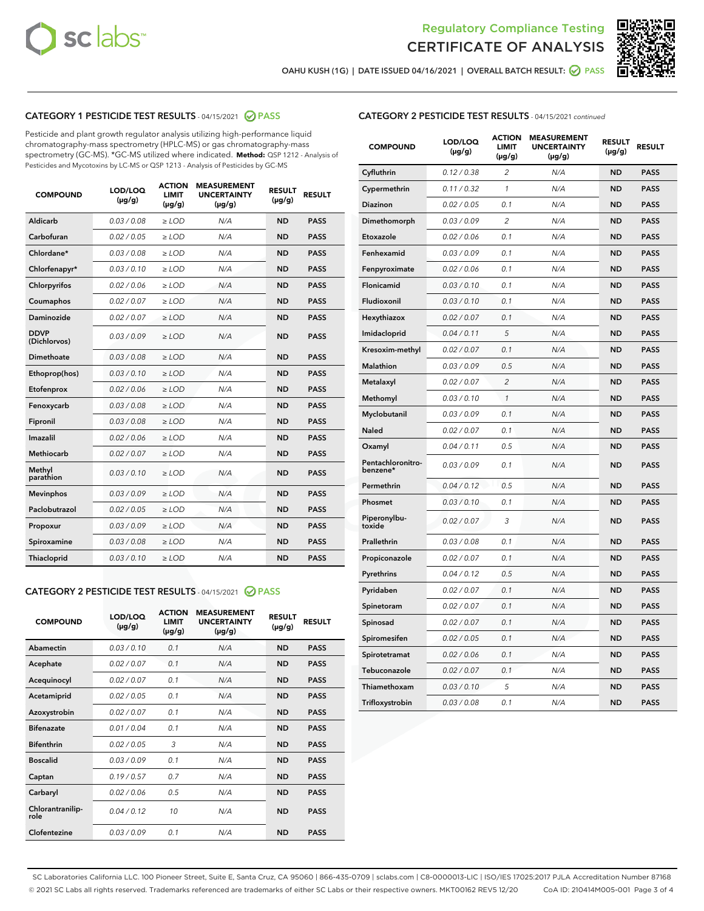# Regulatory Compliance Testing
# CERTIFICATE OF ANALYSIS

OAHU KUSH (1G) | DATE ISSUED 04/16/2021 | OVERALL BATCH RESULT: PASS

## CATEGORY 1 PESTICIDE TEST RESULTS - 04/15/2021 PASS

Pesticide and plant growth regulator analysis utilizing high-performance liquid chromatography-mass spectrometry (HPLC-MS) or gas chromatography-mass spectrometry (GC-MS). *GC-MS utilized where indicated. **Method:** QSP 1212 - Analysis of Pesticides and Mycotoxins by LC-MS or QSP 1213 - Analysis of Pesticides by GC-MS

| COMPOUND | LOD/LOQ (µg/g) | ACTION LIMIT (µg/g) | MEASUREMENT UNCERTAINTY (µg/g) | RESULT (µg/g) | RESULT |
|---|---|---|---|---|---|
| Aldicarb | 0.03 / 0.08 | ≥ LOD | N/A | ND | PASS |
| Carbofuran | 0.02 / 0.05 | ≥ LOD | N/A | ND | PASS |
| Chlordane* | 0.03 / 0.08 | ≥ LOD | N/A | ND | PASS |
| Chlorfenapyr* | 0.03 / 0.10 | ≥ LOD | N/A | ND | PASS |
| Chlorpyrifos | 0.02 / 0.06 | ≥ LOD | N/A | ND | PASS |
| Coumaphos | 0.02 / 0.07 | ≥ LOD | N/A | ND | PASS |
| Daminozide | 0.02 / 0.07 | ≥ LOD | N/A | ND | PASS |
| DDVP (Dichlorvos) | 0.03 / 0.09 | ≥ LOD | N/A | ND | PASS |
| Dimethoate | 0.03 / 0.08 | ≥ LOD | N/A | ND | PASS |
| Ethoprop(hos) | 0.03 / 0.10 | ≥ LOD | N/A | ND | PASS |
| Etofenprox | 0.02 / 0.06 | ≥ LOD | N/A | ND | PASS |
| Fenoxycarb | 0.03 / 0.08 | ≥ LOD | N/A | ND | PASS |
| Fipronil | 0.03 / 0.08 | ≥ LOD | N/A | ND | PASS |
| Imazalil | 0.02 / 0.06 | ≥ LOD | N/A | ND | PASS |
| Methiocarb | 0.02 / 0.07 | ≥ LOD | N/A | ND | PASS |
| Methyl parathion | 0.03 / 0.10 | ≥ LOD | N/A | ND | PASS |
| Mevinphos | 0.03 / 0.09 | ≥ LOD | N/A | ND | PASS |
| Paclobutrazol | 0.02 / 0.05 | ≥ LOD | N/A | ND | PASS |
| Propoxur | 0.03 / 0.09 | ≥ LOD | N/A | ND | PASS |
| Spiroxamine | 0.03 / 0.08 | ≥ LOD | N/A | ND | PASS |
| Thiacloprid | 0.03 / 0.10 | ≥ LOD | N/A | ND | PASS |

## CATEGORY 2 PESTICIDE TEST RESULTS - 04/15/2021 PASS

| COMPOUND | LOD/LOQ (µg/g) | ACTION LIMIT (µg/g) | MEASUREMENT UNCERTAINTY (µg/g) | RESULT (µg/g) | RESULT |
|---|---|---|---|---|---|
| Abamectin | 0.03 / 0.10 | 0.1 | N/A | ND | PASS |
| Acephate | 0.02 / 0.07 | 0.1 | N/A | ND | PASS |
| Acequinocyl | 0.02 / 0.07 | 0.1 | N/A | ND | PASS |
| Acetamiprid | 0.02 / 0.05 | 0.1 | N/A | ND | PASS |
| Azoxystrobin | 0.02 / 0.07 | 0.1 | N/A | ND | PASS |
| Bifenazate | 0.01 / 0.04 | 0.1 | N/A | ND | PASS |
| Bifenthrin | 0.02 / 0.05 | 3 | N/A | ND | PASS |
| Boscalid | 0.03 / 0.09 | 0.1 | N/A | ND | PASS |
| Captan | 0.19 / 0.57 | 0.7 | N/A | ND | PASS |
| Carbaryl | 0.02 / 0.06 | 0.5 | N/A | ND | PASS |
| Chlorantraniliprole | 0.04 / 0.12 | 10 | N/A | ND | PASS |
| Clofentezine | 0.03 / 0.09 | 0.1 | N/A | ND | PASS |
| Cyfluthrin | 0.12 / 0.38 | 2 | N/A | ND | PASS |
| Cypermethrin | 0.11 / 0.32 | 1 | N/A | ND | PASS |
| Diazinon | 0.02 / 0.05 | 0.1 | N/A | ND | PASS |
| Dimethomorph | 0.03 / 0.09 | 2 | N/A | ND | PASS |
| Etoxazole | 0.02 / 0.06 | 0.1 | N/A | ND | PASS |
| Fenhexamid | 0.03 / 0.09 | 0.1 | N/A | ND | PASS |
| Fenpyroximate | 0.02 / 0.06 | 0.1 | N/A | ND | PASS |
| Flonicamid | 0.03 / 0.10 | 0.1 | N/A | ND | PASS |
| Fludioxonil | 0.03 / 0.10 | 0.1 | N/A | ND | PASS |
| Hexythiazox | 0.02 / 0.07 | 0.1 | N/A | ND | PASS |
| Imidacloprid | 0.04 / 0.11 | 5 | N/A | ND | PASS |
| Kresoxim-methyl | 0.02 / 0.07 | 0.1 | N/A | ND | PASS |
| Malathion | 0.03 / 0.09 | 0.5 | N/A | ND | PASS |
| Metalaxyl | 0.02 / 0.07 | 2 | N/A | ND | PASS |
| Methomyl | 0.03 / 0.10 | 1 | N/A | ND | PASS |
| Myclobutanil | 0.03 / 0.09 | 0.1 | N/A | ND | PASS |
| Naled | 0.02 / 0.07 | 0.1 | N/A | ND | PASS |
| Oxamyl | 0.04 / 0.11 | 0.5 | N/A | ND | PASS |
| Pentachloronitrobenzene* | 0.03 / 0.09 | 0.1 | N/A | ND | PASS |
| Permethrin | 0.04 / 0.12 | 0.5 | N/A | ND | PASS |
| Phosmet | 0.03 / 0.10 | 0.1 | N/A | ND | PASS |
| Piperonylbutoxide | 0.02 / 0.07 | 3 | N/A | ND | PASS |
| Prallethrin | 0.03 / 0.08 | 0.1 | N/A | ND | PASS |
| Propiconazole | 0.02 / 0.07 | 0.1 | N/A | ND | PASS |
| Pyrethrins | 0.04 / 0.12 | 0.5 | N/A | ND | PASS |
| Pyridaben | 0.02 / 0.07 | 0.1 | N/A | ND | PASS |
| Spinetoram | 0.02 / 0.07 | 0.1 | N/A | ND | PASS |
| Spinosad | 0.02 / 0.07 | 0.1 | N/A | ND | PASS |
| Spiromesifen | 0.02 / 0.05 | 0.1 | N/A | ND | PASS |
| Spirotetramat | 0.02 / 0.06 | 0.1 | N/A | ND | PASS |
| Tebuconazole | 0.02 / 0.07 | 0.1 | N/A | ND | PASS |
| Thiamethoxam | 0.03 / 0.10 | 5 | N/A | ND | PASS |
| Trifloxystrobin | 0.03 / 0.08 | 0.1 | N/A | ND | PASS |

SC Laboratories California LLC. 100 Pioneer Street, Suite E, Santa Cruz, CA 95060 | 866-435-0709 | sclabs.com | C8-0000013-LIC | ISO/IES 17025:2017 PJLA Accreditation Number 87168
© 2021 SC Labs all rights reserved. Trademarks referenced are trademarks of either SC Labs or their respective owners. MKT00162 REV5 12/20 CoA ID: 210414M005-001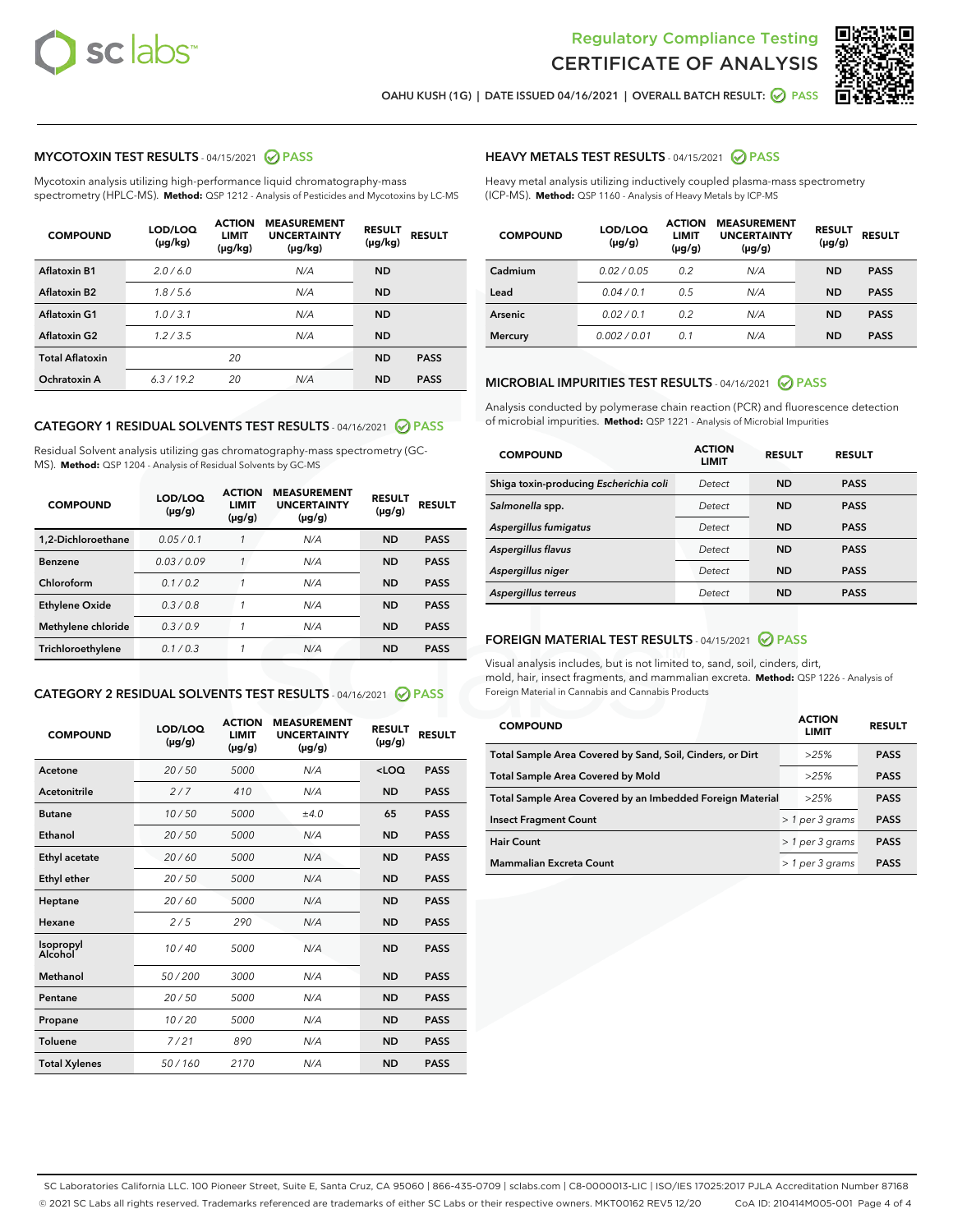Regulatory Compliance Testing
CERTIFICATE OF ANALYSIS

OAHU KUSH (1G) | DATE ISSUED 04/16/2021 | OVERALL BATCH RESULT: PASS

## MYCOTOXIN TEST RESULTS - 04/15/2021 PASS

Mycotoxin analysis utilizing high-performance liquid chromatography-mass spectrometry (HPLC-MS). **Method:** QSP 1212 - Analysis of Pesticides and Mycotoxins by LC-MS

| COMPOUND | LOD/LOQ (μg/kg) | ACTION LIMIT (μg/kg) | MEASUREMENT UNCERTAINTY (μg/kg) | RESULT (μg/kg) | RESULT |
|---|---|---|---|---|---|
| Aflatoxin B1 | 2.0 / 6.0 | | N/A | ND | |
| Aflatoxin B2 | 1.8 / 5.6 | | N/A | ND | |
| Aflatoxin G1 | 1.0 / 3.1 | | N/A | ND | |
| Aflatoxin G2 | 1.2 / 3.5 | | N/A | ND | |
| Total Aflatoxin | | 20 | | ND | PASS |
| Ochratoxin A | 6.3 / 19.2 | 20 | N/A | ND | PASS |

## CATEGORY 1 RESIDUAL SOLVENTS TEST RESULTS - 04/16/2021 PASS

Residual Solvent analysis utilizing gas chromatography-mass spectrometry (GC-MS). **Method:** QSP 1204 - Analysis of Residual Solvents by GC-MS

| COMPOUND | LOD/LOQ (μg/g) | ACTION LIMIT (μg/g) | MEASUREMENT UNCERTAINTY (μg/g) | RESULT (μg/g) | RESULT |
|---|---|---|---|---|---|
| 1,2-Dichloroethane | 0.05 / 0.1 | 1 | N/A | ND | PASS |
| Benzene | 0.03 / 0.09 | 1 | N/A | ND | PASS |
| Chloroform | 0.1 / 0.2 | 1 | N/A | ND | PASS |
| Ethylene Oxide | 0.3 / 0.8 | 1 | N/A | ND | PASS |
| Methylene chloride | 0.3 / 0.9 | 1 | N/A | ND | PASS |
| Trichloroethylene | 0.1 / 0.3 | 1 | N/A | ND | PASS |

## CATEGORY 2 RESIDUAL SOLVENTS TEST RESULTS - 04/16/2021 PASS

| COMPOUND | LOD/LOQ (μg/g) | ACTION LIMIT (μg/g) | MEASUREMENT UNCERTAINTY (μg/g) | RESULT (μg/g) | RESULT |
|---|---|---|---|---|---|
| Acetone | 20 / 50 | 5000 | N/A | <LOQ | PASS |
| Acetonitrile | 2 / 7 | 410 | N/A | ND | PASS |
| Butane | 10 / 50 | 5000 | ±4.0 | 65 | PASS |
| Ethanol | 20 / 50 | 5000 | N/A | ND | PASS |
| Ethyl acetate | 20 / 60 | 5000 | N/A | ND | PASS |
| Ethyl ether | 20 / 50 | 5000 | N/A | ND | PASS |
| Heptane | 20 / 60 | 5000 | N/A | ND | PASS |
| Hexane | 2 / 5 | 290 | N/A | ND | PASS |
| Isopropyl Alcohol | 10 / 40 | 5000 | N/A | ND | PASS |
| Methanol | 50 / 200 | 3000 | N/A | ND | PASS |
| Pentane | 20 / 50 | 5000 | N/A | ND | PASS |
| Propane | 10 / 20 | 5000 | N/A | ND | PASS |
| Toluene | 7 / 21 | 890 | N/A | ND | PASS |
| Total Xylenes | 50 / 160 | 2170 | N/A | ND | PASS |

## HEAVY METALS TEST RESULTS - 04/15/2021 PASS

Heavy metal analysis utilizing inductively coupled plasma-mass spectrometry (ICP-MS). **Method:** QSP 1160 - Analysis of Heavy Metals by ICP-MS

| COMPOUND | LOD/LOQ (μg/g) | ACTION LIMIT (μg/g) | MEASUREMENT UNCERTAINTY (μg/g) | RESULT (μg/g) | RESULT |
|---|---|---|---|---|---|
| Cadmium | 0.02 / 0.05 | 0.2 | N/A | ND | PASS |
| Lead | 0.04 / 0.1 | 0.5 | N/A | ND | PASS |
| Arsenic | 0.02 / 0.1 | 0.2 | N/A | ND | PASS |
| Mercury | 0.002 / 0.01 | 0.1 | N/A | ND | PASS |

## MICROBIAL IMPURITIES TEST RESULTS - 04/16/2021 PASS

Analysis conducted by polymerase chain reaction (PCR) and fluorescence detection of microbial impurities. **Method:** QSP 1221 - Analysis of Microbial Impurities

| COMPOUND | ACTION LIMIT | RESULT | RESULT |
|---|---|---|---|
| *Shiga toxin-producing Escherichia coli* | Detect | ND | PASS |
| *Salmonella* spp. | Detect | ND | PASS |
| *Aspergillus fumigatus* | Detect | ND | PASS |
| *Aspergillus flavus* | Detect | ND | PASS |
| *Aspergillus niger* | Detect | ND | PASS |
| *Aspergillus terreus* | Detect | ND | PASS |

## FOREIGN MATERIAL TEST RESULTS - 04/15/2021 PASS

Visual analysis includes, but is not limited to, sand, soil, cinders, dirt, mold, hair, insect fragments, and mammalian excreta. **Method:** QSP 1226 - Analysis of Foreign Material in Cannabis and Cannabis Products

| COMPOUND | ACTION LIMIT | RESULT |
|---|---|---|
| Total Sample Area Covered by Sand, Soil, Cinders, or Dirt | >25% | PASS |
| Total Sample Area Covered by Mold | >25% | PASS |
| Total Sample Area Covered by an Imbedded Foreign Material | >25% | PASS |
| Insect Fragment Count | > 1 per 3 grams | PASS |
| Hair Count | > 1 per 3 grams | PASS |
| Mammalian Excreta Count | > 1 per 3 grams | PASS |

SC Laboratories California LLC. 100 Pioneer Street, Suite E, Santa Cruz, CA 95060 | 866-435-0709 | sclabs.com | C8-0000013-LIC | ISO/IES 17025:2017 PJLA Accreditation Number 87168
© 2021 SC Labs all rights reserved. Trademarks referenced are trademarks of either SC Labs or their respective owners. MKT00162 REV5 12/20 CoA ID: 210414M005-001